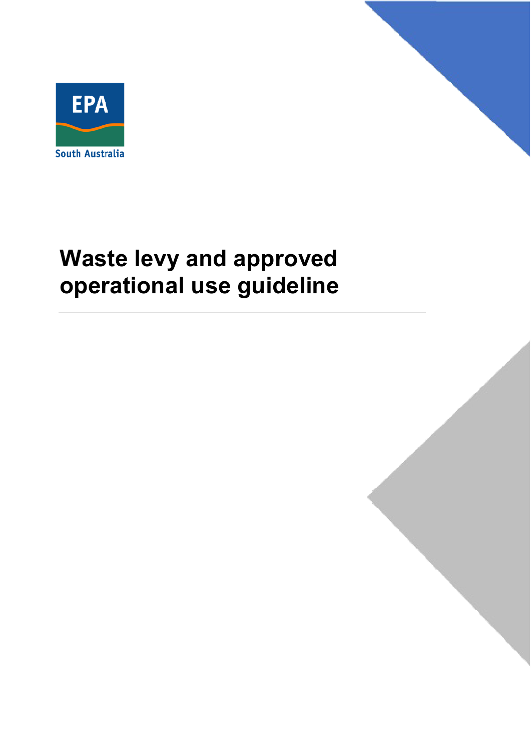EPA

South Australia

# Waste levy and approved operational use guideline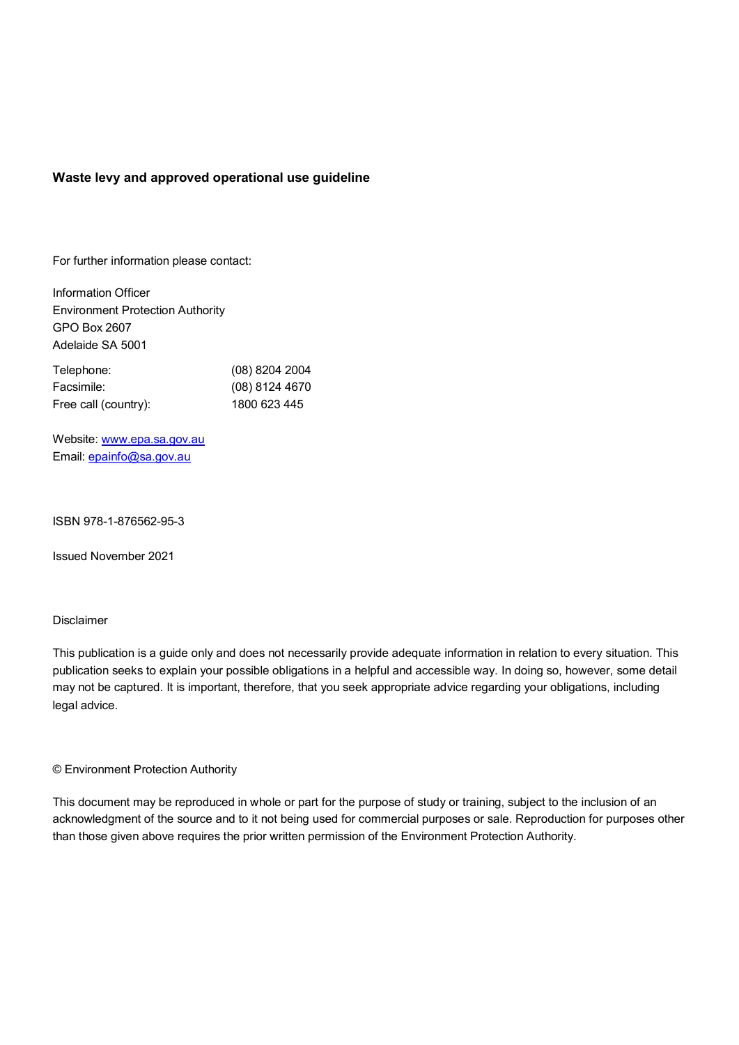**Waste levy and approved operational use guideline**

For further information please contact:

Information Officer
Environment Protection Authority
GPO Box 2607
Adelaide SA 5001

| | |
|---|---|
| Telephone: | (08) 8204 2004 |
| Facsimile: | (08) 8124 4670 |
| Free call (country): | 1800 623 445 |

Website: [www.epa.sa.gov.au](http://www.epa.sa.gov.au)
Email: [epainfo@sa.gov.au](mailto:epainfo@sa.gov.au)

ISBN 978-1-876562-95-3

Issued November 2021

Disclaimer

This publication is a guide only and does not necessarily provide adequate information in relation to every situation. This publication seeks to explain your possible obligations in a helpful and accessible way. In doing so, however, some detail may not be captured. It is important, therefore, that you seek appropriate advice regarding your obligations, including legal advice.

© Environment Protection Authority

This document may be reproduced in whole or part for the purpose of study or training, subject to the inclusion of an acknowledgment of the source and to it not being used for commercial purposes or sale. Reproduction for purposes other than those given above requires the prior written permission of the Environment Protection Authority.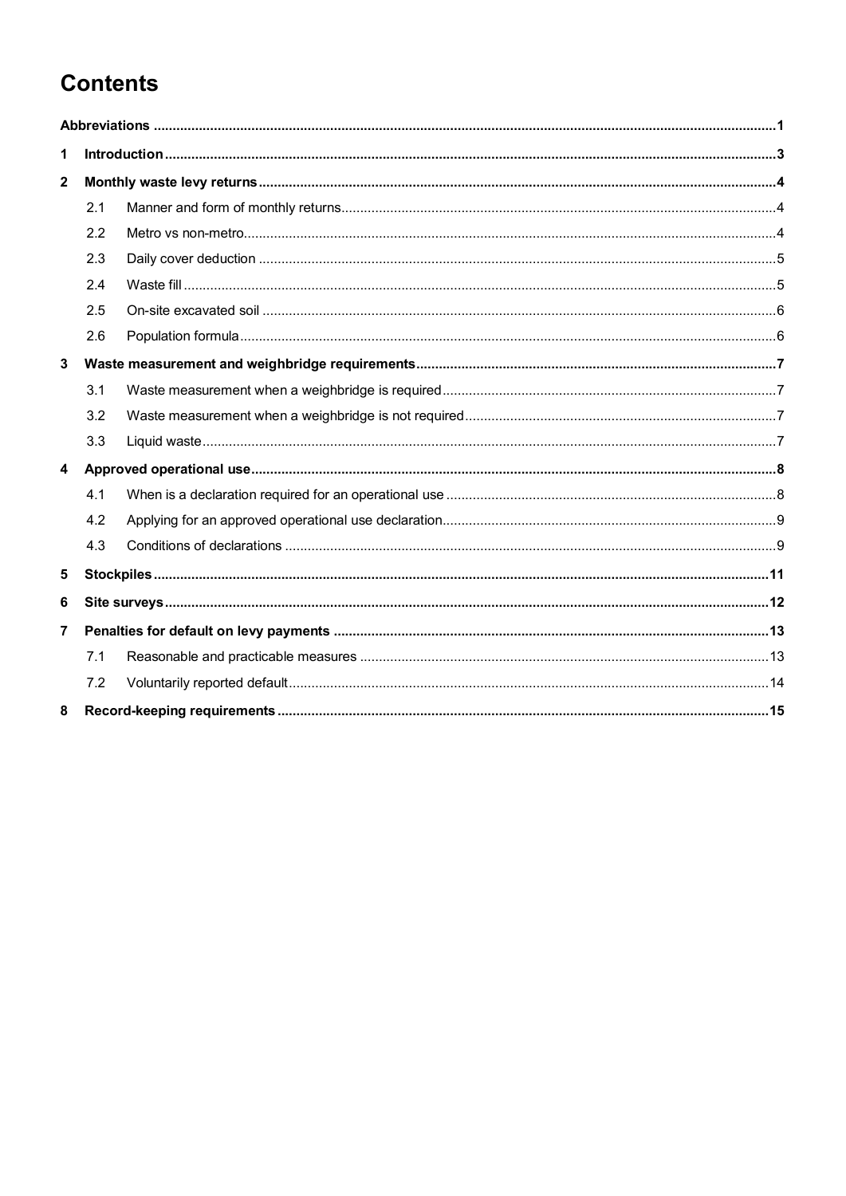# Contents

| | | |
|---|---|---|
| **Abbreviations** | | **1** |
| **1** | **Introduction** | **3** |
| **2** | **Monthly waste levy returns** | **4** |
| 2.1 | Manner and form of monthly returns | 4 |
| 2.2 | Metro vs non-metro | 4 |
| 2.3 | Daily cover deduction | 5 |
| 2.4 | Waste fill | 5 |
| 2.5 | On-site excavated soil | 6 |
| 2.6 | Population formula | 6 |
| **3** | **Waste measurement and weighbridge requirements** | **7** |
| 3.1 | Waste measurement when a weighbridge is required | 7 |
| 3.2 | Waste measurement when a weighbridge is not required | 7 |
| 3.3 | Liquid waste | 7 |
| **4** | **Approved operational use** | **8** |
| 4.1 | When is a declaration required for an operational use | 8 |
| 4.2 | Applying for an approved operational use declaration | 9 |
| 4.3 | Conditions of declarations | 9 |
| **5** | **Stockpiles** | **11** |
| **6** | **Site surveys** | **12** |
| **7** | **Penalties for default on levy payments** | **13** |
| 7.1 | Reasonable and practicable measures | 13 |
| 7.2 | Voluntarily reported default | 14 |
| **8** | **Record-keeping requirements** | **15** |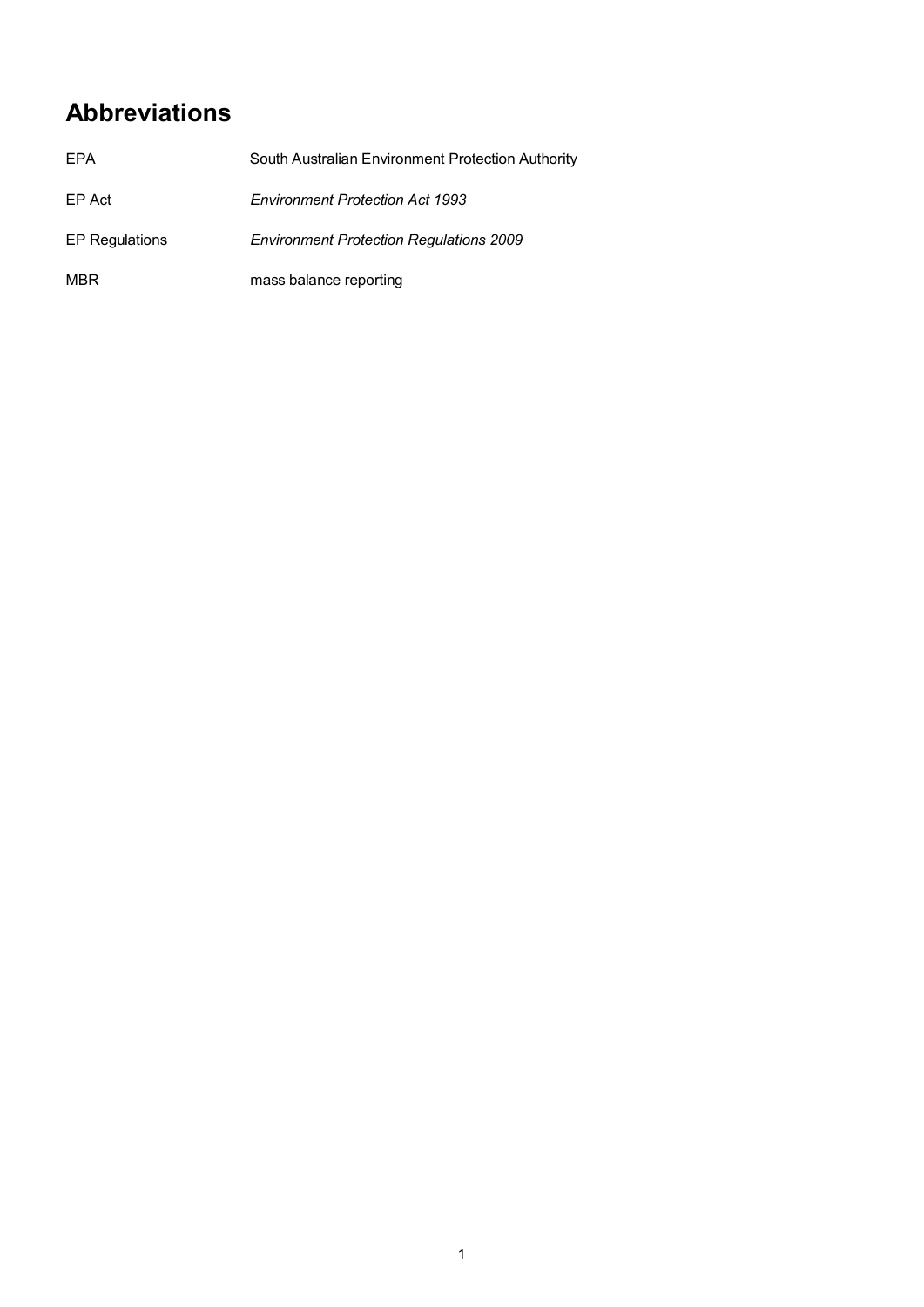# Abbreviations

| | |
|---|---|
| EPA | South Australian Environment Protection Authority |
| EP Act | *Environment Protection Act 1993* |
| EP Regulations | *Environment Protection Regulations 2009* |
| MBR | mass balance reporting |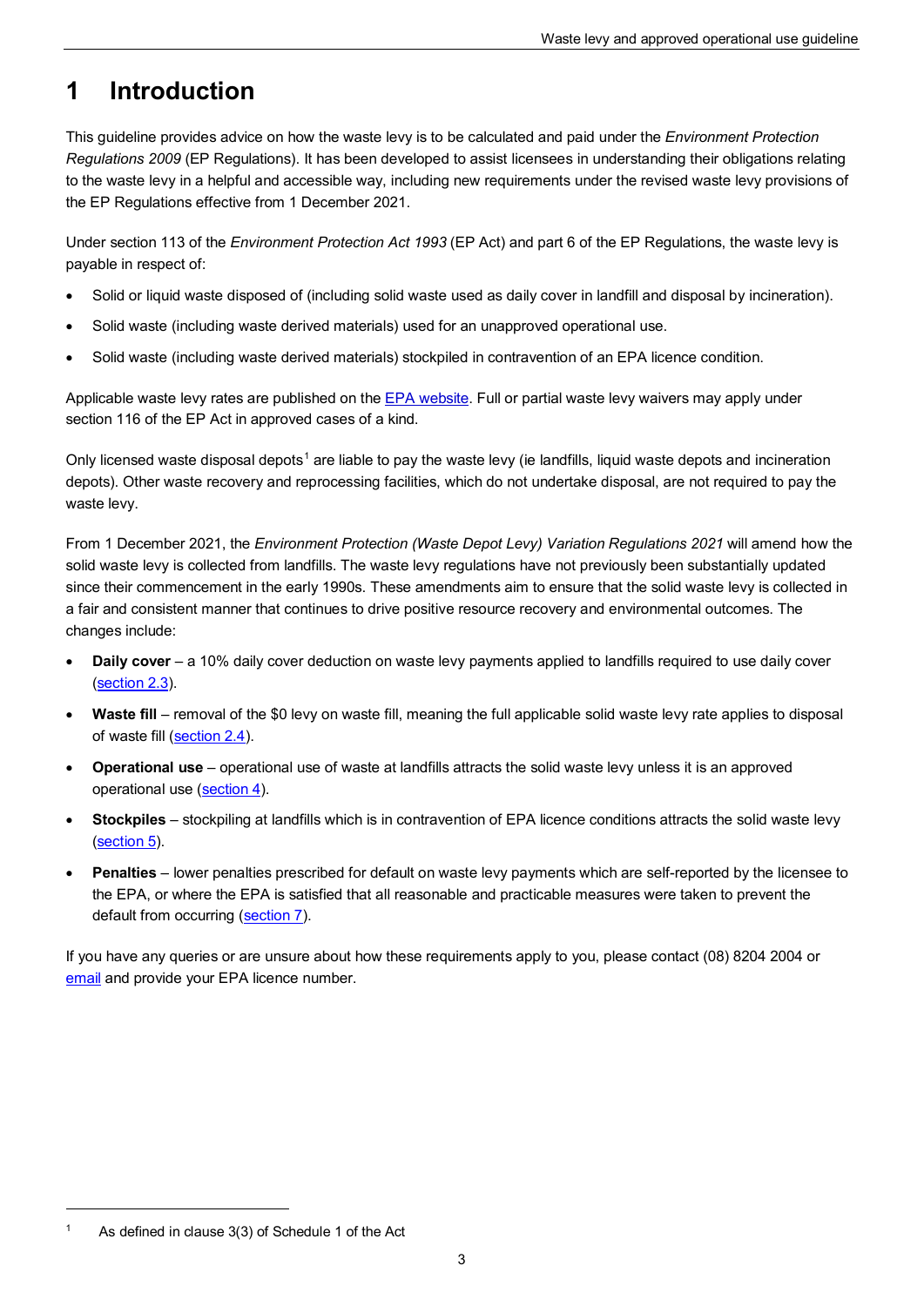# 1 Introduction

This guideline provides advice on how the waste levy is to be calculated and paid under the *Environment Protection Regulations 2009* (EP Regulations). It has been developed to assist licensees in understanding their obligations relating to the waste levy in a helpful and accessible way, including new requirements under the revised waste levy provisions of the EP Regulations effective from 1 December 2021.

Under section 113 of the *Environment Protection Act 1993* (EP Act) and part 6 of the EP Regulations, the waste levy is payable in respect of:

- Solid or liquid waste disposed of (including solid waste used as daily cover in landfill and disposal by incineration).
- Solid waste (including waste derived materials) used for an unapproved operational use.
- Solid waste (including waste derived materials) stockpiled in contravention of an EPA licence condition.

Applicable waste levy rates are published on the EPA website. Full or partial waste levy waivers may apply under section 116 of the EP Act in approved cases of a kind.

Only licensed waste disposal depots[1] are liable to pay the waste levy (ie landfills, liquid waste depots and incineration depots). Other waste recovery and reprocessing facilities, which do not undertake disposal, are not required to pay the waste levy.

From 1 December 2021, the *Environment Protection (Waste Depot Levy) Variation Regulations 2021* will amend how the solid waste levy is collected from landfills. The waste levy regulations have not previously been substantially updated since their commencement in the early 1990s. These amendments aim to ensure that the solid waste levy is collected in a fair and consistent manner that continues to drive positive resource recovery and environmental outcomes. The changes include:

- **Daily cover** – a 10% daily cover deduction on waste levy payments applied to landfills required to use daily cover (section 2.3).
- **Waste fill** – removal of the $0 levy on waste fill, meaning the full applicable solid waste levy rate applies to disposal of waste fill (section 2.4).
- **Operational use** – operational use of waste at landfills attracts the solid waste levy unless it is an approved operational use (section 4).
- **Stockpiles** – stockpiling at landfills which is in contravention of EPA licence conditions attracts the solid waste levy (section 5).
- **Penalties** – lower penalties prescribed for default on waste levy payments which are self-reported by the licensee to the EPA, or where the EPA is satisfied that all reasonable and practicable measures were taken to prevent the default from occurring (section 7).

If you have any queries or are unsure about how these requirements apply to you, please contact (08) 8204 2004 or email and provide your EPA licence number.

---

[1] As defined in clause 3(3) of Schedule 1 of the Act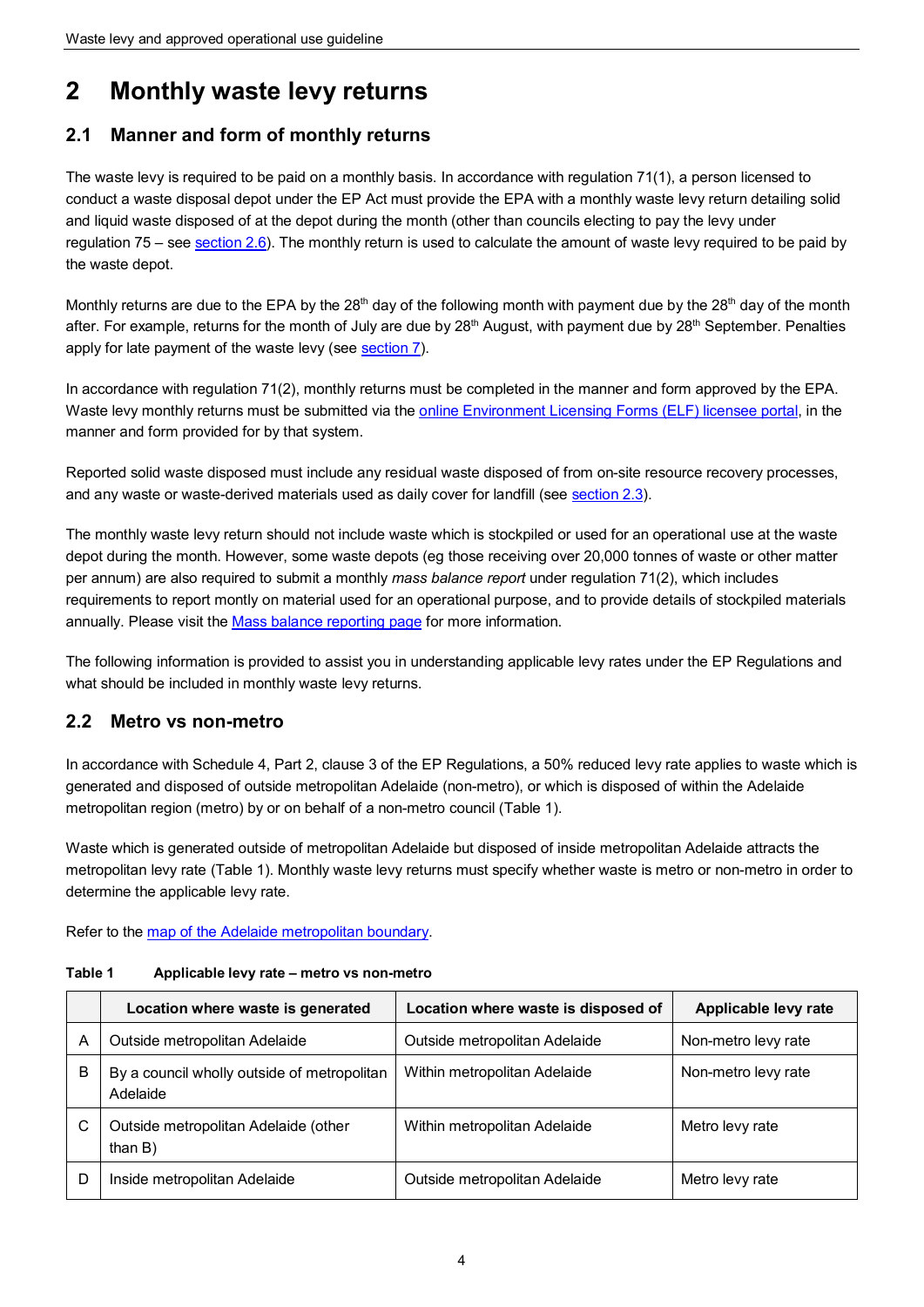# 2 Monthly waste levy returns

## 2.1 Manner and form of monthly returns

The waste levy is required to be paid on a monthly basis. In accordance with regulation 71(1), a person licensed to conduct a waste disposal depot under the EP Act must provide the EPA with a monthly waste levy return detailing solid and liquid waste disposed of at the depot during the month (other than councils electing to pay the levy under regulation 75 – see section 2.6). The monthly return is used to calculate the amount of waste levy required to be paid by the waste depot.

Monthly returns are due to the EPA by the 28th day of the following month with payment due by the 28th day of the month after. For example, returns for the month of July are due by 28th August, with payment due by 28th September. Penalties apply for late payment of the waste levy (see section 7).

In accordance with regulation 71(2), monthly returns must be completed in the manner and form approved by the EPA. Waste levy monthly returns must be submitted via the online Environment Licensing Forms (ELF) licensee portal, in the manner and form provided for by that system.

Reported solid waste disposed must include any residual waste disposed of from on-site resource recovery processes, and any waste or waste-derived materials used as daily cover for landfill (see section 2.3).

The monthly waste levy return should not include waste which is stockpiled or used for an operational use at the waste depot during the month. However, some waste depots (eg those receiving over 20,000 tonnes of waste or other matter per annum) are also required to submit a monthly *mass balance report* under regulation 71(2), which includes requirements to report montly on material used for an operational purpose, and to provide details of stockpiled materials annually. Please visit the Mass balance reporting page for more information.

The following information is provided to assist you in understanding applicable levy rates under the EP Regulations and what should be included in monthly waste levy returns.

## 2.2 Metro vs non-metro

In accordance with Schedule 4, Part 2, clause 3 of the EP Regulations, a 50% reduced levy rate applies to waste which is generated and disposed of outside metropolitan Adelaide (non-metro), or which is disposed of within the Adelaide metropolitan region (metro) by or on behalf of a non-metro council (Table 1).

Waste which is generated outside of metropolitan Adelaide but disposed of inside metropolitan Adelaide attracts the metropolitan levy rate (Table 1). Monthly waste levy returns must specify whether waste is metro or non-metro in order to determine the applicable levy rate.

Refer to the map of the Adelaide metropolitan boundary.

**Table 1 Applicable levy rate – metro vs non-metro**

| | Location where waste is generated | Location where waste is disposed of | Applicable levy rate |
|---|---|---|---|
| A | Outside metropolitan Adelaide | Outside metropolitan Adelaide | Non-metro levy rate |
| B | By a council wholly outside of metropolitan Adelaide | Within metropolitan Adelaide | Non-metro levy rate |
| C | Outside metropolitan Adelaide (other than B) | Within metropolitan Adelaide | Metro levy rate |
| D | Inside metropolitan Adelaide | Outside metropolitan Adelaide | Metro levy rate |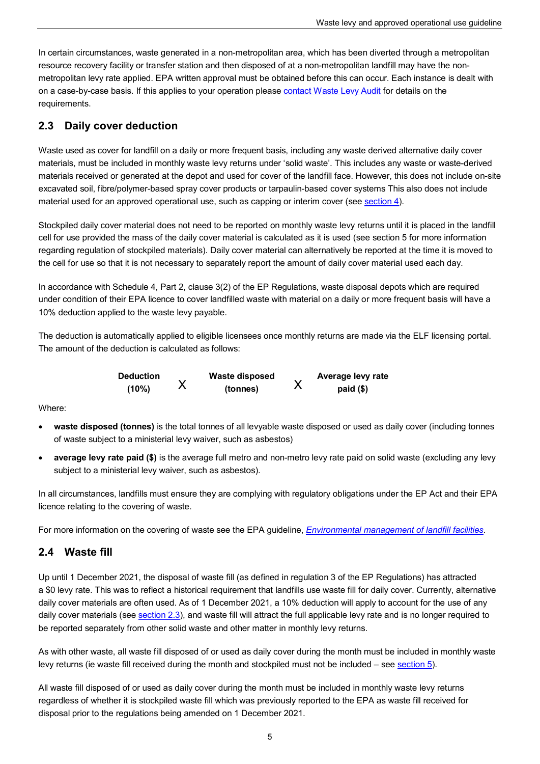In certain circumstances, waste generated in a non-metropolitan area, which has been diverted through a metropolitan resource recovery facility or transfer station and then disposed of at a non-metropolitan landfill may have the non-metropolitan levy rate applied. EPA written approval must be obtained before this can occur. Each instance is dealt with on a case-by-case basis. If this applies to your operation please contact Waste Levy Audit for details on the requirements.

## 2.3 Daily cover deduction

Waste used as cover for landfill on a daily or more frequent basis, including any waste derived alternative daily cover materials, must be included in monthly waste levy returns under 'solid waste'. This includes any waste or waste-derived materials received or generated at the depot and used for cover of the landfill face. However, this does not include on-site excavated soil, fibre/polymer-based spray cover products or tarpaulin-based cover systems This also does not include material used for an approved operational use, such as capping or interim cover (see section 4).

Stockpiled daily cover material does not need to be reported on monthly waste levy returns until it is placed in the landfill cell for use provided the mass of the daily cover material is calculated as it is used (see section 5 for more information regarding regulation of stockpiled materials). Daily cover material can alternatively be reported at the time it is moved to the cell for use so that it is not necessary to separately report the amount of daily cover material used each day.

In accordance with Schedule 4, Part 2, clause 3(2) of the EP Regulations, waste disposal depots which are required under condition of their EPA licence to cover landfilled waste with material on a daily or more frequent basis will have a 10% deduction applied to the waste levy payable.

The deduction is automatically applied to eligible licensees once monthly returns are made via the ELF licensing portal. The amount of the deduction is calculated as follows:

**Deduction (10%)** X **Waste disposed (tonnes)** X **Average levy rate paid ($)**

Where:

- **waste disposed (tonnes)** is the total tonnes of all levyable waste disposed or used as daily cover (including tonnes of waste subject to a ministerial levy waiver, such as asbestos)
- **average levy rate paid ($)** is the average full metro and non-metro levy rate paid on solid waste (excluding any levy subject to a ministerial levy waiver, such as asbestos).

In all circumstances, landfills must ensure they are complying with regulatory obligations under the EP Act and their EPA licence relating to the covering of waste.

For more information on the covering of waste see the EPA guideline, *Environmental management of landfill facilities*.

## 2.4 Waste fill

Up until 1 December 2021, the disposal of waste fill (as defined in regulation 3 of the EP Regulations) has attracted a $0 levy rate. This was to reflect a historical requirement that landfills use waste fill for daily cover. Currently, alternative daily cover materials are often used. As of 1 December 2021, a 10% deduction will apply to account for the use of any daily cover materials (see section 2.3), and waste fill will attract the full applicable levy rate and is no longer required to be reported separately from other solid waste and other matter in monthly levy returns.

As with other waste, all waste fill disposed of or used as daily cover during the month must be included in monthly waste levy returns (ie waste fill received during the month and stockpiled must not be included – see section 5).

All waste fill disposed of or used as daily cover during the month must be included in monthly waste levy returns regardless of whether it is stockpiled waste fill which was previously reported to the EPA as waste fill received for disposal prior to the regulations being amended on 1 December 2021.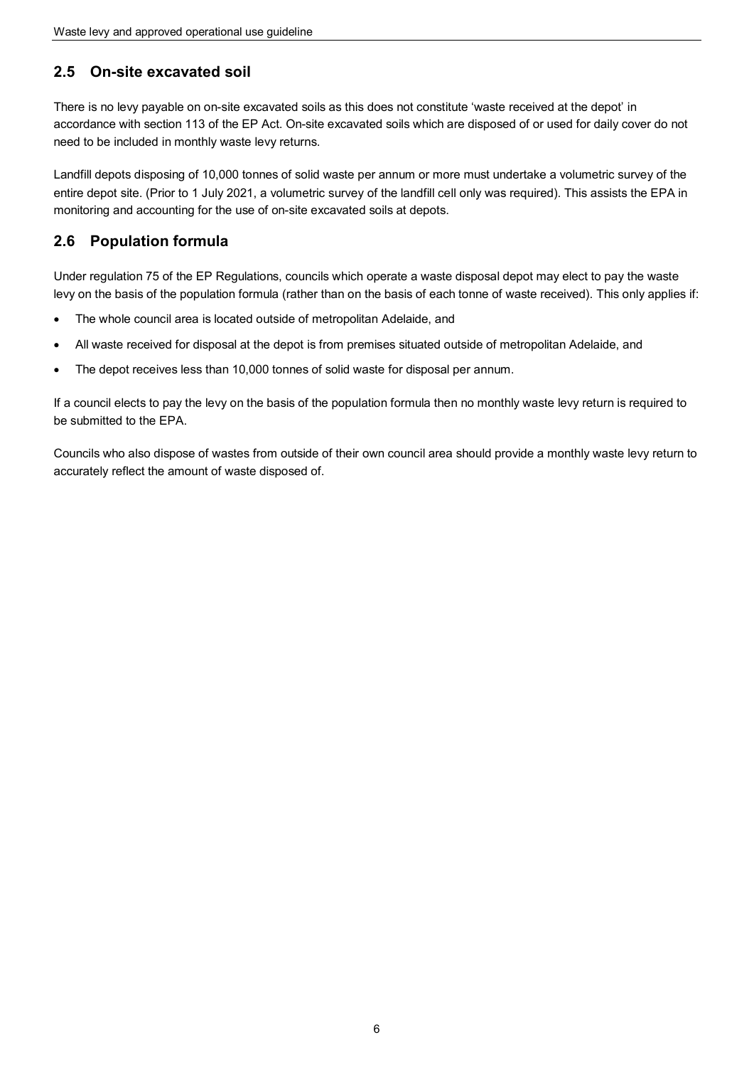## 2.5 On-site excavated soil

There is no levy payable on on-site excavated soils as this does not constitute 'waste received at the depot' in accordance with section 113 of the EP Act. On-site excavated soils which are disposed of or used for daily cover do not need to be included in monthly waste levy returns.

Landfill depots disposing of 10,000 tonnes of solid waste per annum or more must undertake a volumetric survey of the entire depot site. (Prior to 1 July 2021, a volumetric survey of the landfill cell only was required). This assists the EPA in monitoring and accounting for the use of on-site excavated soils at depots.

## 2.6 Population formula

Under regulation 75 of the EP Regulations, councils which operate a waste disposal depot may elect to pay the waste levy on the basis of the population formula (rather than on the basis of each tonne of waste received). This only applies if:

- The whole council area is located outside of metropolitan Adelaide, and
- All waste received for disposal at the depot is from premises situated outside of metropolitan Adelaide, and
- The depot receives less than 10,000 tonnes of solid waste for disposal per annum.

If a council elects to pay the levy on the basis of the population formula then no monthly waste levy return is required to be submitted to the EPA.

Councils who also dispose of wastes from outside of their own council area should provide a monthly waste levy return to accurately reflect the amount of waste disposed of.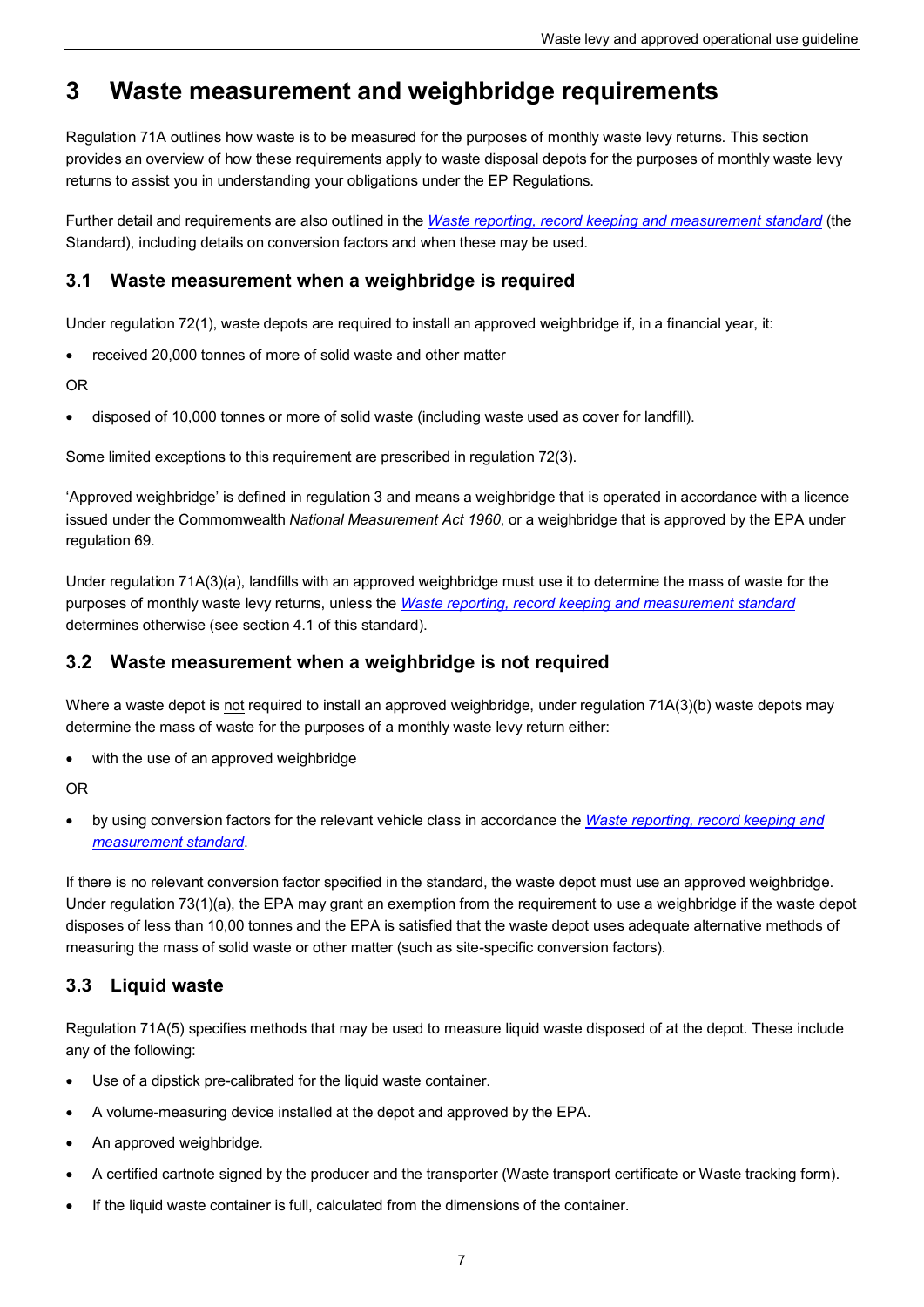# 3 Waste measurement and weighbridge requirements

Regulation 71A outlines how waste is to be measured for the purposes of monthly waste levy returns. This section provides an overview of how these requirements apply to waste disposal depots for the purposes of monthly waste levy returns to assist you in understanding your obligations under the EP Regulations.

Further detail and requirements are also outlined in the [Waste reporting, record keeping and measurement standard]() (the Standard), including details on conversion factors and when these may be used.

## 3.1 Waste measurement when a weighbridge is required

Under regulation 72(1), waste depots are required to install an approved weighbridge if, in a financial year, it:

- received 20,000 tonnes of more of solid waste and other matter

OR

- disposed of 10,000 tonnes or more of solid waste (including waste used as cover for landfill).

Some limited exceptions to this requirement are prescribed in regulation 72(3).

'Approved weighbridge' is defined in regulation 3 and means a weighbridge that is operated in accordance with a licence issued under the Commonwealth *National Measurement Act 1960*, or a weighbridge that is approved by the EPA under regulation 69.

Under regulation 71A(3)(a), landfills with an approved weighbridge must use it to determine the mass of waste for the purposes of monthly waste levy returns, unless the [Waste reporting, record keeping and measurement standard]() determines otherwise (see section 4.1 of this standard).

## 3.2 Waste measurement when a weighbridge is not required

Where a waste depot is <u>not</u> required to install an approved weighbridge, under regulation 71A(3)(b) waste depots may determine the mass of waste for the purposes of a monthly waste levy return either:

- with the use of an approved weighbridge

OR

- by using conversion factors for the relevant vehicle class in accordance the [Waste reporting, record keeping and measurement standard]().

If there is no relevant conversion factor specified in the standard, the waste depot must use an approved weighbridge. Under regulation 73(1)(a), the EPA may grant an exemption from the requirement to use a weighbridge if the waste depot disposes of less than 10,00 tonnes and the EPA is satisfied that the waste depot uses adequate alternative methods of measuring the mass of solid waste or other matter (such as site-specific conversion factors).

## 3.3 Liquid waste

Regulation 71A(5) specifies methods that may be used to measure liquid waste disposed of at the depot. These include any of the following:

- Use of a dipstick pre-calibrated for the liquid waste container.
- A volume-measuring device installed at the depot and approved by the EPA.
- An approved weighbridge.
- A certified cartnote signed by the producer and the transporter (Waste transport certificate or Waste tracking form).
- If the liquid waste container is full, calculated from the dimensions of the container.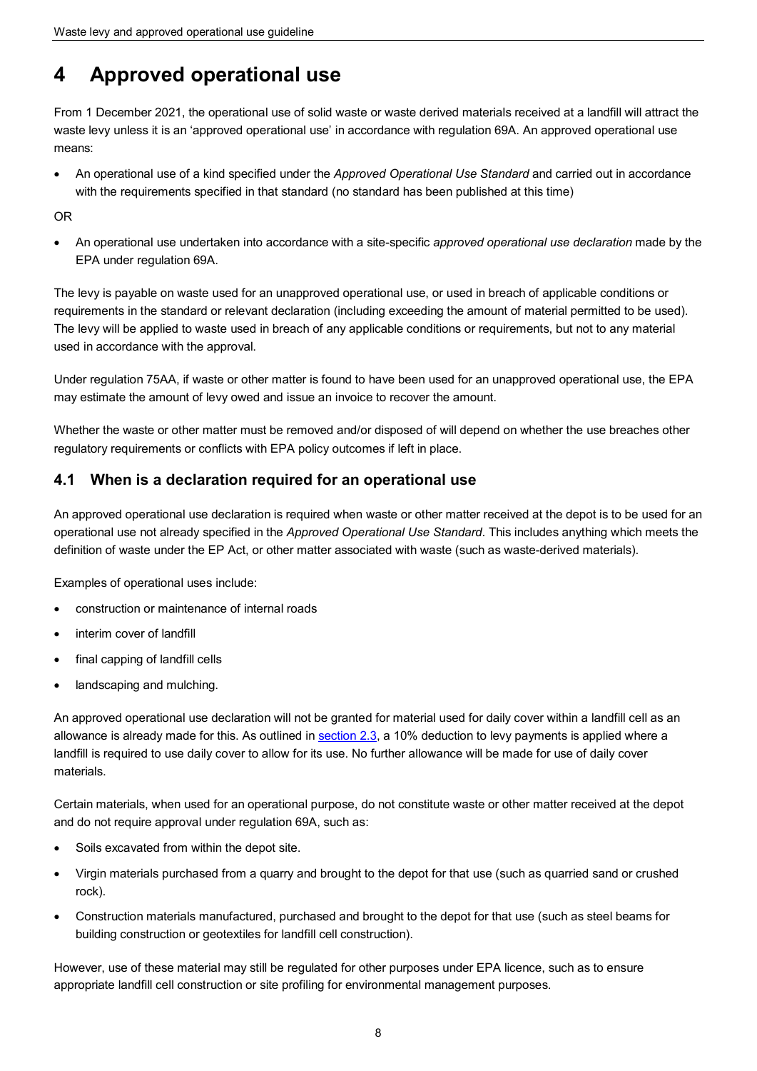# 4 Approved operational use

From 1 December 2021, the operational use of solid waste or waste derived materials received at a landfill will attract the waste levy unless it is an 'approved operational use' in accordance with regulation 69A. An approved operational use means:

- An operational use of a kind specified under the *Approved Operational Use Standard* and carried out in accordance with the requirements specified in that standard (no standard has been published at this time)

OR

- An operational use undertaken into accordance with a site-specific *approved operational use declaration* made by the EPA under regulation 69A.

The levy is payable on waste used for an unapproved operational use, or used in breach of applicable conditions or requirements in the standard or relevant declaration (including exceeding the amount of material permitted to be used). The levy will be applied to waste used in breach of any applicable conditions or requirements, but not to any material used in accordance with the approval.

Under regulation 75AA, if waste or other matter is found to have been used for an unapproved operational use, the EPA may estimate the amount of levy owed and issue an invoice to recover the amount.

Whether the waste or other matter must be removed and/or disposed of will depend on whether the use breaches other regulatory requirements or conflicts with EPA policy outcomes if left in place.

## 4.1 When is a declaration required for an operational use

An approved operational use declaration is required when waste or other matter received at the depot is to be used for an operational use not already specified in the *Approved Operational Use Standard*. This includes anything which meets the definition of waste under the EP Act, or other matter associated with waste (such as waste-derived materials).

Examples of operational uses include:

- construction or maintenance of internal roads
- interim cover of landfill
- final capping of landfill cells
- landscaping and mulching.

An approved operational use declaration will not be granted for material used for daily cover within a landfill cell as an allowance is already made for this. As outlined in section 2.3, a 10% deduction to levy payments is applied where a landfill is required to use daily cover to allow for its use. No further allowance will be made for use of daily cover materials.

Certain materials, when used for an operational purpose, do not constitute waste or other matter received at the depot and do not require approval under regulation 69A, such as:

- Soils excavated from within the depot site.
- Virgin materials purchased from a quarry and brought to the depot for that use (such as quarried sand or crushed rock).
- Construction materials manufactured, purchased and brought to the depot for that use (such as steel beams for building construction or geotextiles for landfill cell construction).

However, use of these material may still be regulated for other purposes under EPA licence, such as to ensure appropriate landfill cell construction or site profiling for environmental management purposes.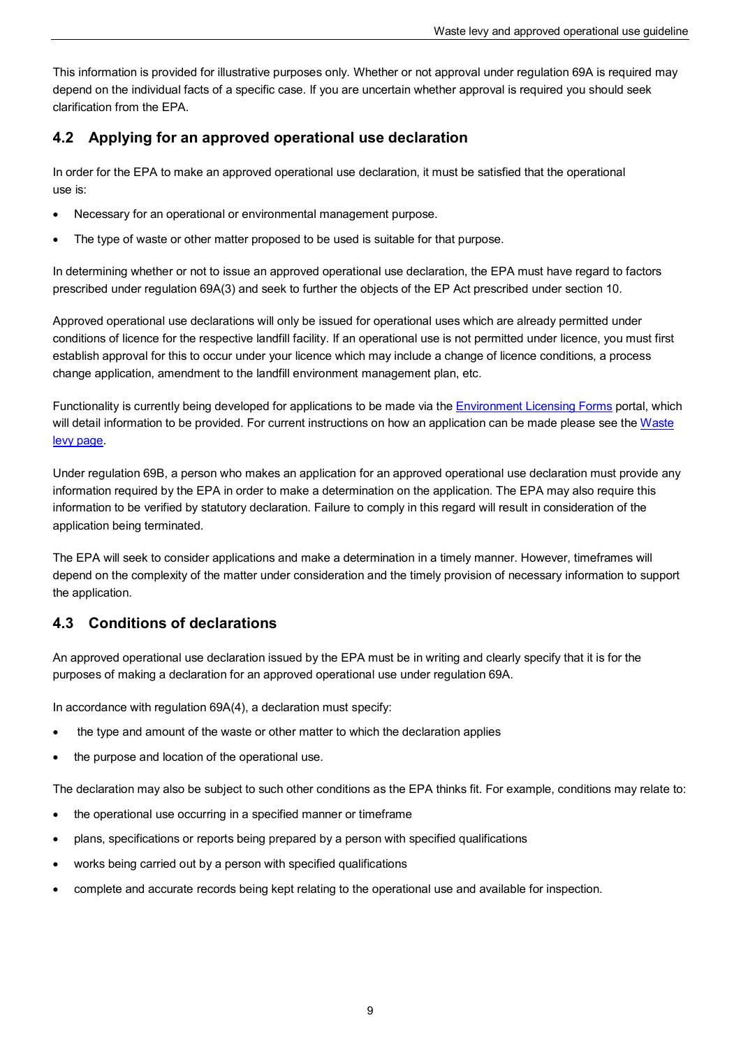This information is provided for illustrative purposes only. Whether or not approval under regulation 69A is required may depend on the individual facts of a specific case. If you are uncertain whether approval is required you should seek clarification from the EPA.

## 4.2 Applying for an approved operational use declaration

In order for the EPA to make an approved operational use declaration, it must be satisfied that the operational use is:

- Necessary for an operational or environmental management purpose.
- The type of waste or other matter proposed to be used is suitable for that purpose.

In determining whether or not to issue an approved operational use declaration, the EPA must have regard to factors prescribed under regulation 69A(3) and seek to further the objects of the EP Act prescribed under section 10.

Approved operational use declarations will only be issued for operational uses which are already permitted under conditions of licence for the respective landfill facility. If an operational use is not permitted under licence, you must first establish approval for this to occur under your licence which may include a change of licence conditions, a process change application, amendment to the landfill environment management plan, etc.

Functionality is currently being developed for applications to be made via the Environment Licensing Forms portal, which will detail information to be provided. For current instructions on how an application can be made please see the Waste levy page.

Under regulation 69B, a person who makes an application for an approved operational use declaration must provide any information required by the EPA in order to make a determination on the application. The EPA may also require this information to be verified by statutory declaration. Failure to comply in this regard will result in consideration of the application being terminated.

The EPA will seek to consider applications and make a determination in a timely manner. However, timeframes will depend on the complexity of the matter under consideration and the timely provision of necessary information to support the application.

## 4.3 Conditions of declarations

An approved operational use declaration issued by the EPA must be in writing and clearly specify that it is for the purposes of making a declaration for an approved operational use under regulation 69A.

In accordance with regulation 69A(4), a declaration must specify:

- the type and amount of the waste or other matter to which the declaration applies
- the purpose and location of the operational use.

The declaration may also be subject to such other conditions as the EPA thinks fit. For example, conditions may relate to:

- the operational use occurring in a specified manner or timeframe
- plans, specifications or reports being prepared by a person with specified qualifications
- works being carried out by a person with specified qualifications
- complete and accurate records being kept relating to the operational use and available for inspection.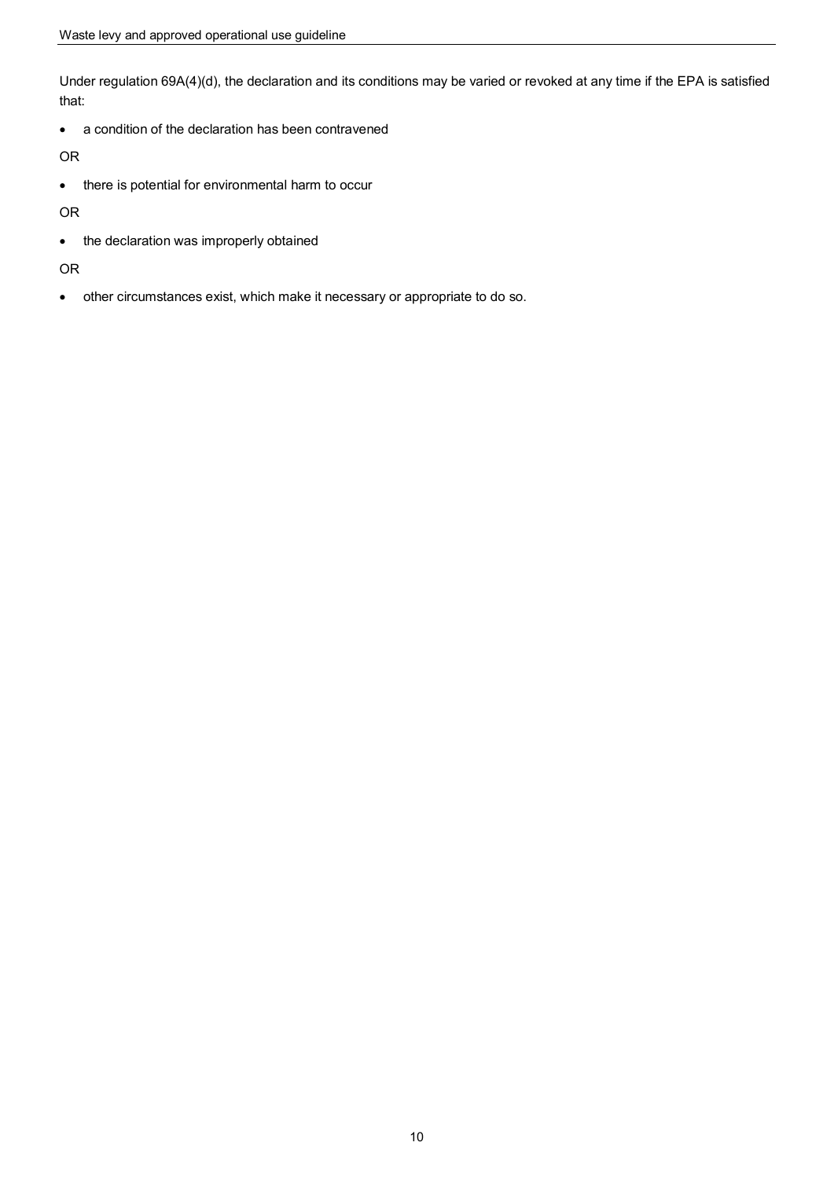Under regulation 69A(4)(d), the declaration and its conditions may be varied or revoked at any time if the EPA is satisfied that:

- a condition of the declaration has been contravened

OR

- there is potential for environmental harm to occur

OR

- the declaration was improperly obtained

OR

- other circumstances exist, which make it necessary or appropriate to do so.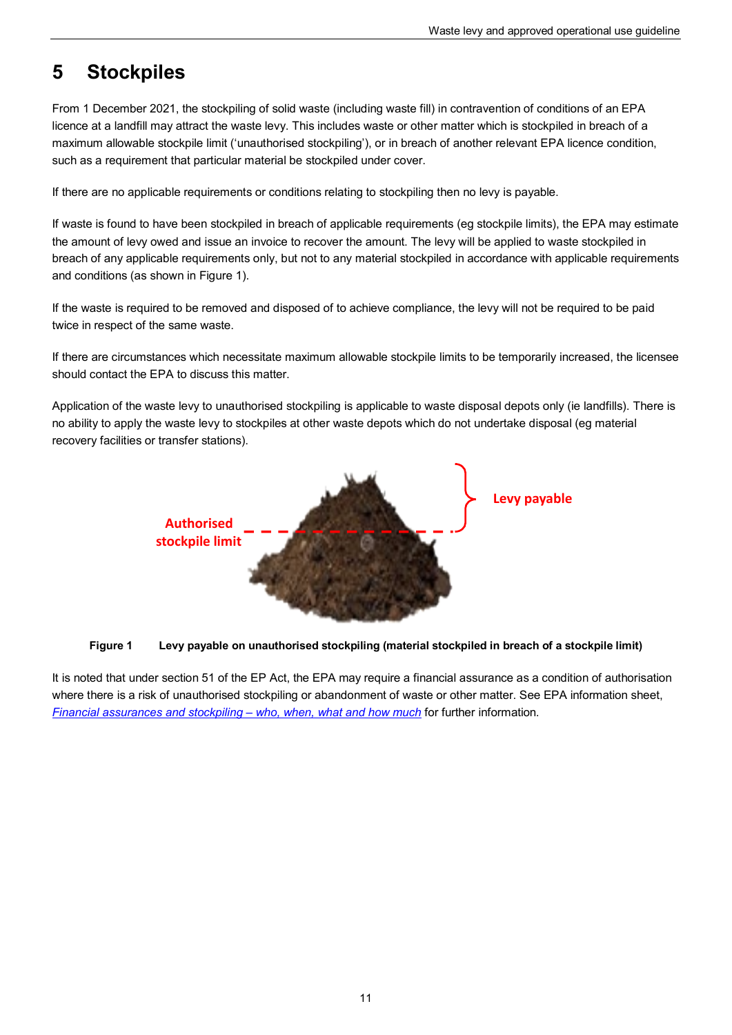# 5 Stockpiles

From 1 December 2021, the stockpiling of solid waste (including waste fill) in contravention of conditions of an EPA licence at a landfill may attract the waste levy. This includes waste or other matter which is stockpiled in breach of a maximum allowable stockpile limit ('unauthorised stockpiling'), or in breach of another relevant EPA licence condition, such as a requirement that particular material be stockpiled under cover.

If there are no applicable requirements or conditions relating to stockpiling then no levy is payable.

If waste is found to have been stockpiled in breach of applicable requirements (eg stockpile limits), the EPA may estimate the amount of levy owed and issue an invoice to recover the amount. The levy will be applied to waste stockpiled in breach of any applicable requirements only, but not to any material stockpiled in accordance with applicable requirements and conditions (as shown in Figure 1).

If the waste is required to be removed and disposed of to achieve compliance, the levy will not be required to be paid twice in respect of the same waste.

If there are circumstances which necessitate maximum allowable stockpile limits to be temporarily increased, the licensee should contact the EPA to discuss this matter.

Application of the waste levy to unauthorised stockpiling is applicable to waste disposal depots only (ie landfills). There is no ability to apply the waste levy to stockpiles at other waste depots which do not undertake disposal (eg material recovery facilities or transfer stations).

Authorised stockpile limit

Levy payable

**Figure 1 Levy payable on unauthorised stockpiling (material stockpiled in breach of a stockpile limit)**

It is noted that under section 51 of the EP Act, the EPA may require a financial assurance as a condition of authorisation where there is a risk of unauthorised stockpiling or abandonment of waste or other matter. See EPA information sheet, *Financial assurances and stockpiling – who, when, what and how much* for further information.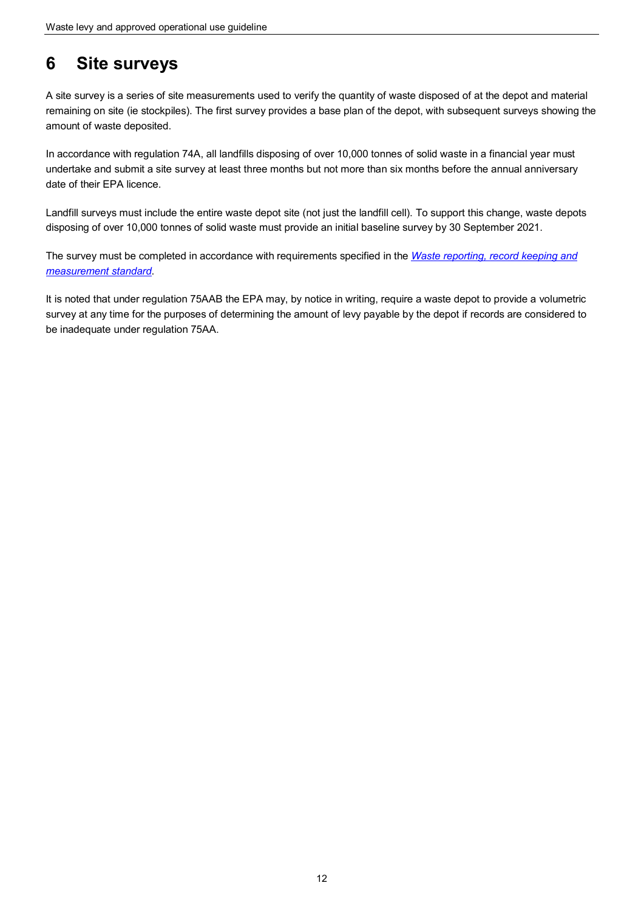# 6 Site surveys

A site survey is a series of site measurements used to verify the quantity of waste disposed of at the depot and material remaining on site (ie stockpiles). The first survey provides a base plan of the depot, with subsequent surveys showing the amount of waste deposited.

In accordance with regulation 74A, all landfills disposing of over 10,000 tonnes of solid waste in a financial year must undertake and submit a site survey at least three months but not more than six months before the annual anniversary date of their EPA licence.

Landfill surveys must include the entire waste depot site (not just the landfill cell). To support this change, waste depots disposing of over 10,000 tonnes of solid waste must provide an initial baseline survey by 30 September 2021.

The survey must be completed in accordance with requirements specified in the *Waste reporting, record keeping and measurement standard*.

It is noted that under regulation 75AAB the EPA may, by notice in writing, require a waste depot to provide a volumetric survey at any time for the purposes of determining the amount of levy payable by the depot if records are considered to be inadequate under regulation 75AA.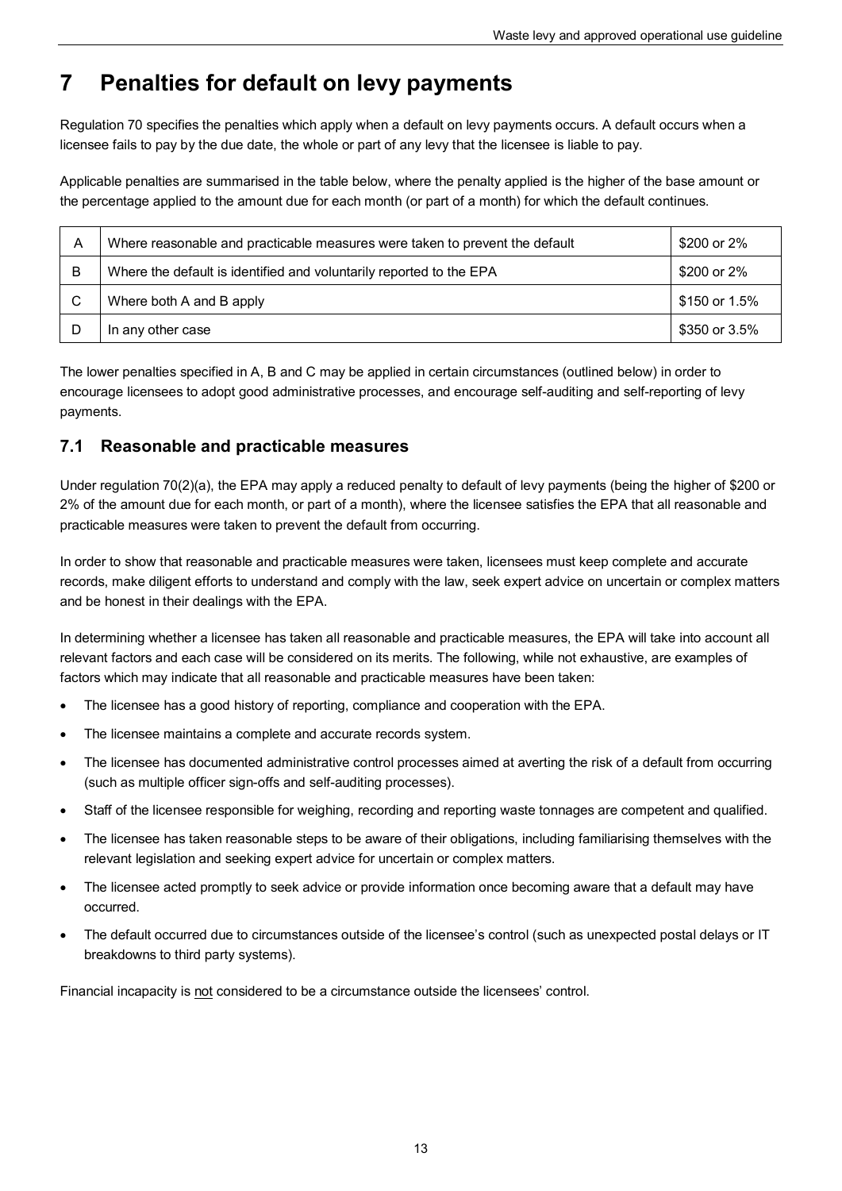# 7 Penalties for default on levy payments

Regulation 70 specifies the penalties which apply when a default on levy payments occurs. A default occurs when a licensee fails to pay by the due date, the whole or part of any levy that the licensee is liable to pay.

Applicable penalties are summarised in the table below, where the penalty applied is the higher of the base amount or the percentage applied to the amount due for each month (or part of a month) for which the default continues.

| | | |
|---|---|---|
| A | Where reasonable and practicable measures were taken to prevent the default | $200 or 2% |
| B | Where the default is identified and voluntarily reported to the EPA | $200 or 2% |
| C | Where both A and B apply | $150 or 1.5% |
| D | In any other case | $350 or 3.5% |

The lower penalties specified in A, B and C may be applied in certain circumstances (outlined below) in order to encourage licensees to adopt good administrative processes, and encourage self-auditing and self-reporting of levy payments.

## 7.1 Reasonable and practicable measures

Under regulation 70(2)(a), the EPA may apply a reduced penalty to default of levy payments (being the higher of $200 or 2% of the amount due for each month, or part of a month), where the licensee satisfies the EPA that all reasonable and practicable measures were taken to prevent the default from occurring.

In order to show that reasonable and practicable measures were taken, licensees must keep complete and accurate records, make diligent efforts to understand and comply with the law, seek expert advice on uncertain or complex matters and be honest in their dealings with the EPA.

In determining whether a licensee has taken all reasonable and practicable measures, the EPA will take into account all relevant factors and each case will be considered on its merits. The following, while not exhaustive, are examples of factors which may indicate that all reasonable and practicable measures have been taken:

- The licensee has a good history of reporting, compliance and cooperation with the EPA.
- The licensee maintains a complete and accurate records system.
- The licensee has documented administrative control processes aimed at averting the risk of a default from occurring (such as multiple officer sign-offs and self-auditing processes).
- Staff of the licensee responsible for weighing, recording and reporting waste tonnages are competent and qualified.
- The licensee has taken reasonable steps to be aware of their obligations, including familiarising themselves with the relevant legislation and seeking expert advice for uncertain or complex matters.
- The licensee acted promptly to seek advice or provide information once becoming aware that a default may have occurred.
- The default occurred due to circumstances outside of the licensee's control (such as unexpected postal delays or IT breakdowns to third party systems).

Financial incapacity is <u>not</u> considered to be a circumstance outside the licensees' control.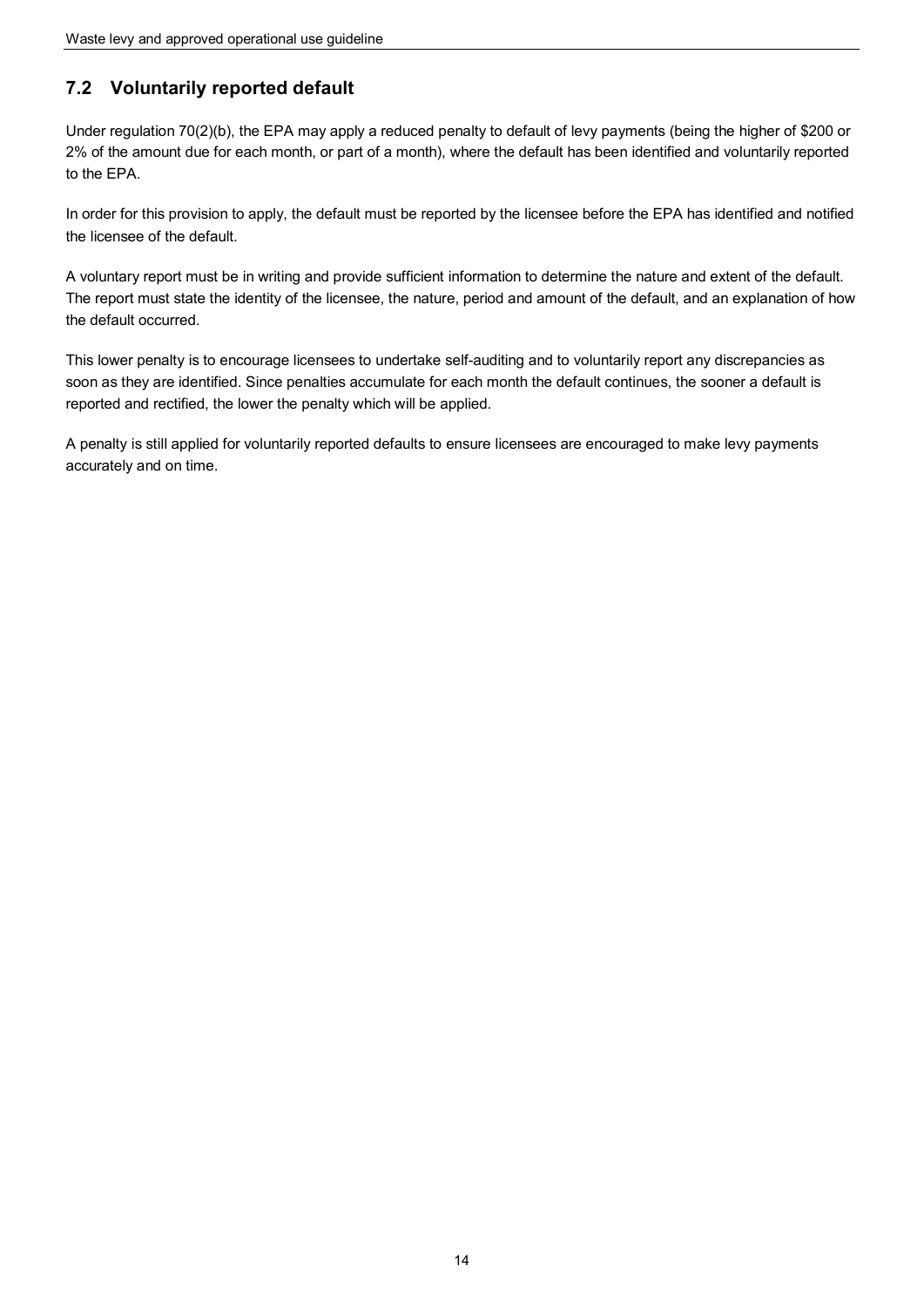## 7.2 Voluntarily reported default

Under regulation 70(2)(b), the EPA may apply a reduced penalty to default of levy payments (being the higher of $200 or 2% of the amount due for each month, or part of a month), where the default has been identified and voluntarily reported to the EPA.

In order for this provision to apply, the default must be reported by the licensee before the EPA has identified and notified the licensee of the default.

A voluntary report must be in writing and provide sufficient information to determine the nature and extent of the default. The report must state the identity of the licensee, the nature, period and amount of the default, and an explanation of how the default occurred.

This lower penalty is to encourage licensees to undertake self-auditing and to voluntarily report any discrepancies as soon as they are identified. Since penalties accumulate for each month the default continues, the sooner a default is reported and rectified, the lower the penalty which will be applied.

A penalty is still applied for voluntarily reported defaults to ensure licensees are encouraged to make levy payments accurately and on time.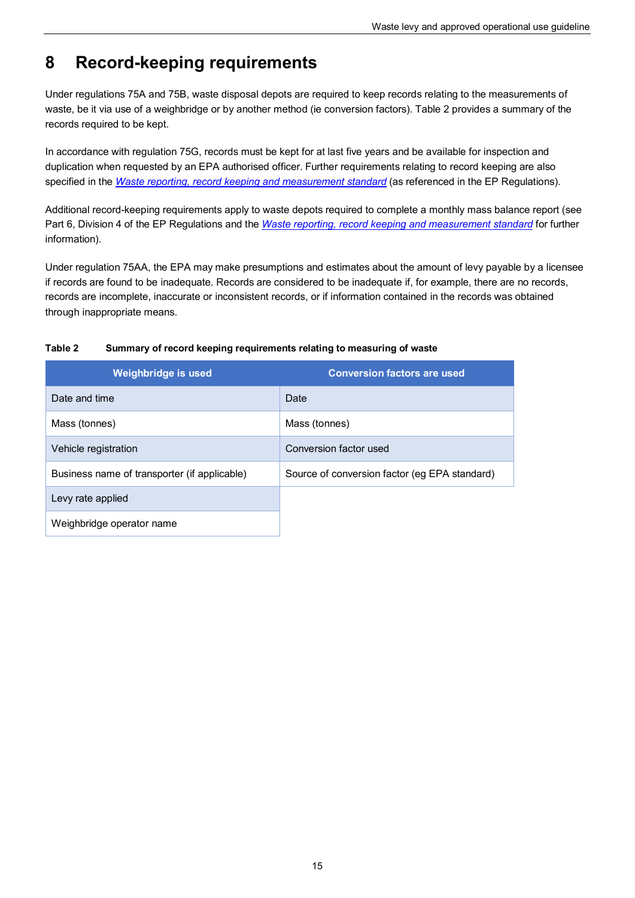# 8 Record-keeping requirements

Under regulations 75A and 75B, waste disposal depots are required to keep records relating to the measurements of waste, be it via use of a weighbridge or by another method (ie conversion factors). Table 2 provides a summary of the records required to be kept.

In accordance with regulation 75G, records must be kept for at last five years and be available for inspection and duplication when requested by an EPA authorised officer. Further requirements relating to record keeping are also specified in the *Waste reporting, record keeping and measurement standard* (as referenced in the EP Regulations).

Additional record-keeping requirements apply to waste depots required to complete a monthly mass balance report (see Part 6, Division 4 of the EP Regulations and the *Waste reporting, record keeping and measurement standard* for further information).

Under regulation 75AA, the EPA may make presumptions and estimates about the amount of levy payable by a licensee if records are found to be inadequate. Records are considered to be inadequate if, for example, there are no records, records are incomplete, inaccurate or inconsistent records, or if information contained in the records was obtained through inappropriate means.

**Table 2 Summary of record keeping requirements relating to measuring of waste**

| Weighbridge is used | Conversion factors are used |
|---|---|
| Date and time | Date |
| Mass (tonnes) | Mass (tonnes) |
| Vehicle registration | Conversion factor used |
| Business name of transporter (if applicable) | Source of conversion factor (eg EPA standard) |
| Levy rate applied | |
| Weighbridge operator name | |